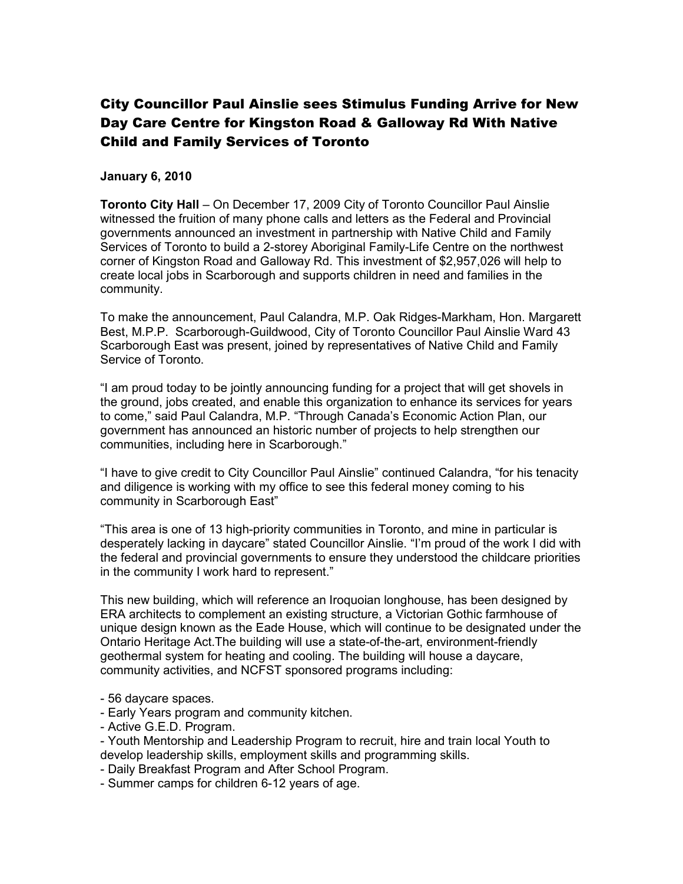# City Councillor Paul Ainslie sees Stimulus Funding Arrive for New Day Care Centre for Kingston Road & Galloway Rd With Native Child and Family Services of Toronto

**January 6, 2010**

**Toronto City Hall** – On December 17, 2009 City of Toronto Councillor Paul Ainslie witnessed the fruition of many phone calls and letters as the Federal and Provincial governments announced an investment in partnership with Native Child and Family Services of Toronto to build a 2-storey Aboriginal Family-Life Centre on the northwest corner of Kingston Road and Galloway Rd. This investment of $2,957,026 will help to create local jobs in Scarborough and supports children in need and families in the community.

To make the announcement, Paul Calandra, M.P. Oak Ridges-Markham, Hon. Margarett Best, M.P.P. Scarborough-Guildwood, City of Toronto Councillor Paul Ainslie Ward 43 Scarborough East was present, joined by representatives of Native Child and Family Service of Toronto.

"I am proud today to be jointly announcing funding for a project that will get shovels in the ground, jobs created, and enable this organization to enhance its services for years to come," said Paul Calandra, M.P. "Through Canada's Economic Action Plan, our government has announced an historic number of projects to help strengthen our communities, including here in Scarborough."

"I have to give credit to City Councillor Paul Ainslie" continued Calandra, "for his tenacity and diligence is working with my office to see this federal money coming to his community in Scarborough East"

"This area is one of 13 high-priority communities in Toronto, and mine in particular is desperately lacking in daycare" stated Councillor Ainslie. "I'm proud of the work I did with the federal and provincial governments to ensure they understood the childcare priorities in the community I work hard to represent."

This new building, which will reference an Iroquoian longhouse, has been designed by ERA architects to complement an existing structure, a Victorian Gothic farmhouse of unique design known as the Eade House, which will continue to be designated under the Ontario Heritage Act.The building will use a state-of-the-art, environment-friendly geothermal system for heating and cooling. The building will house a daycare, community activities, and NCFST sponsored programs including:

- 56 daycare spaces.
- Early Years program and community kitchen.
- Active G.E.D. Program.
- Youth Mentorship and Leadership Program to recruit, hire and train local Youth to develop leadership skills, employment skills and programming skills.
- Daily Breakfast Program and After School Program.
- Summer camps for children 6-12 years of age.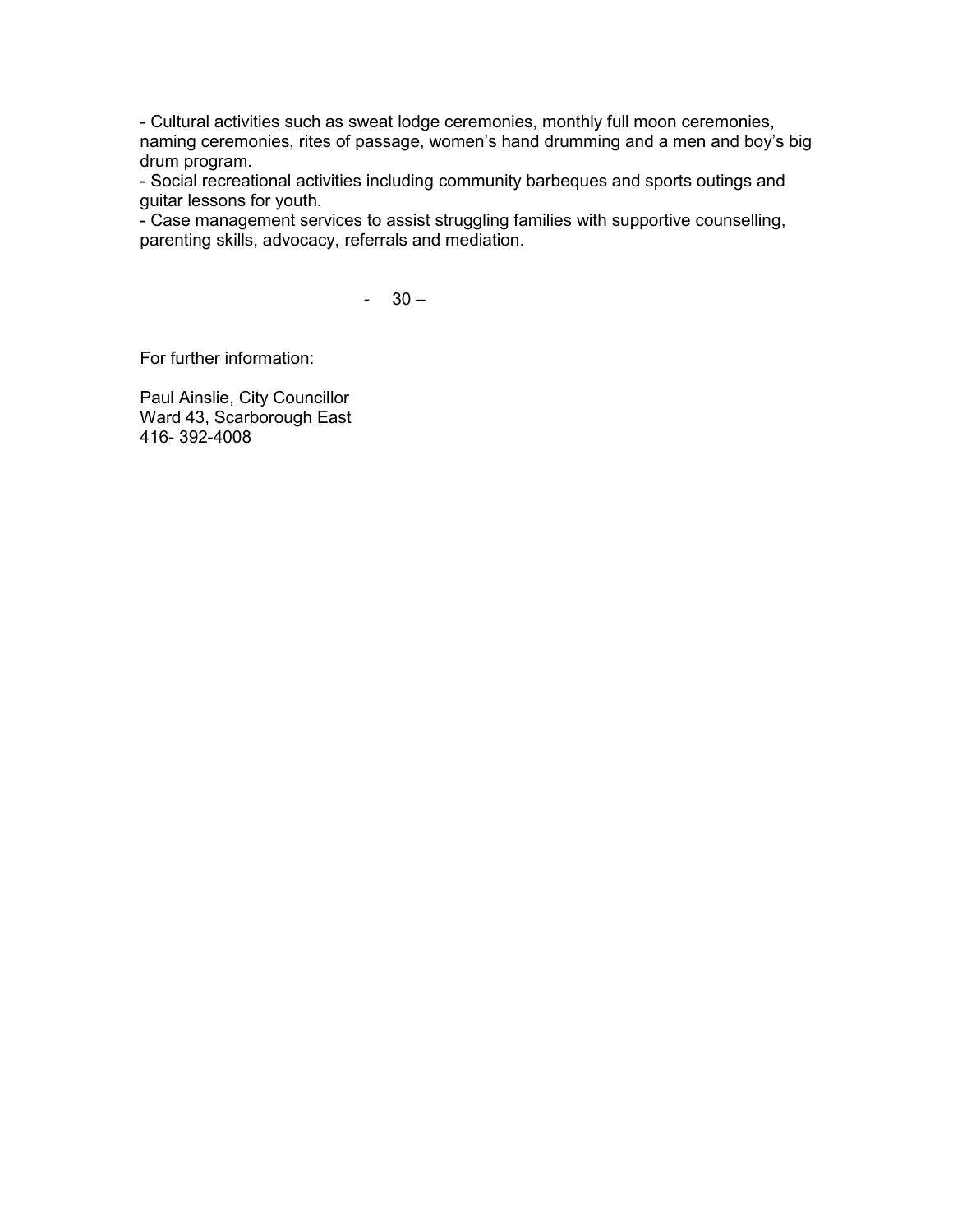- Cultural activities such as sweat lodge ceremonies, monthly full moon ceremonies, naming ceremonies, rites of passage, women's hand drumming and a men and boy's big drum program.
- Social recreational activities including community barbeques and sports outings and guitar lessons for youth.
- Case management services to assist struggling families with supportive counselling, parenting skills, advocacy, referrals and mediation.

\- 30 –

For further information:

Paul Ainslie, City Councillor
Ward 43, Scarborough East
416- 392-4008